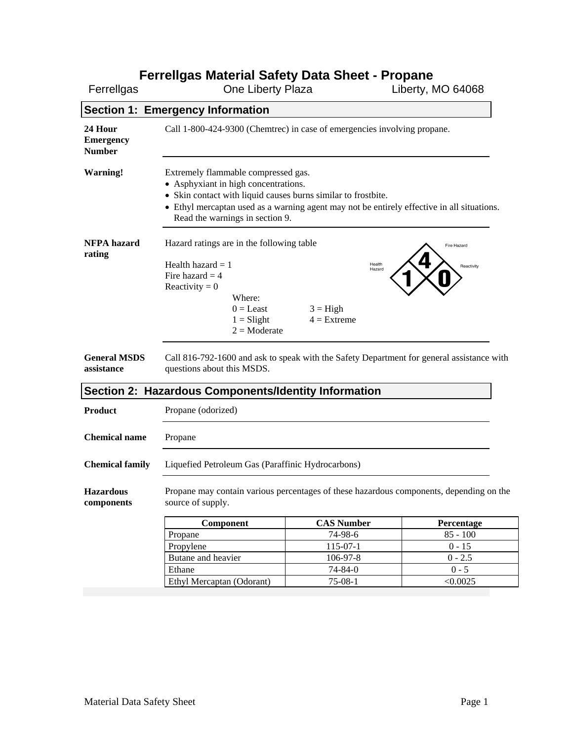# Ferrellgas Material Safety Data Sheet - Propane

Ferrellgas One Liberty Plaza Liberty, MO 64068

## Section 1: Emergency Information

**24 Hour Emergency Number**

Call 1-800-424-9300 (Chemtrec) in case of emergencies involving propane.

**Warning!**

Extremely flammable compressed gas.

- Asphyxiant in high concentrations.
- Skin contact with liquid causes burns similar to frostbite.
- Ethyl mercaptan used as a warning agent may not be entirely effective in all situations. Read the warnings in section 9.

**NFPA hazard rating**

Hazard ratings are in the following table

Health hazard = 1
Fire hazard = 4
Reactivity = 0

Where:
0 = Least
1 = Slight
2 = Moderate
3 = High
4 = Extreme

Fire Hazard: 4
Health Hazard: 1
Reactivity: 0

**General MSDS assistance**

Call 816-792-1600 and ask to speak with the Safety Department for general assistance with questions about this MSDS.

## Section 2: Hazardous Components/Identity Information

**Product**

Propane (odorized)

**Chemical name**

Propane

**Chemical family**

Liquefied Petroleum Gas (Paraffinic Hydrocarbons)

**Hazardous components**

Propane may contain various percentages of these hazardous components, depending on the source of supply.

| Component | CAS Number | Percentage |
|---|---|---|
| Propane | 74-98-6 | 85 - 100 |
| Propylene | 115-07-1 | 0 - 15 |
| Butane and heavier | 106-97-8 | 0 - 2.5 |
| Ethane | 74-84-0 | 0 - 5 |
| Ethyl Mercaptan (Odorant) | 75-08-1 | <0.0025 |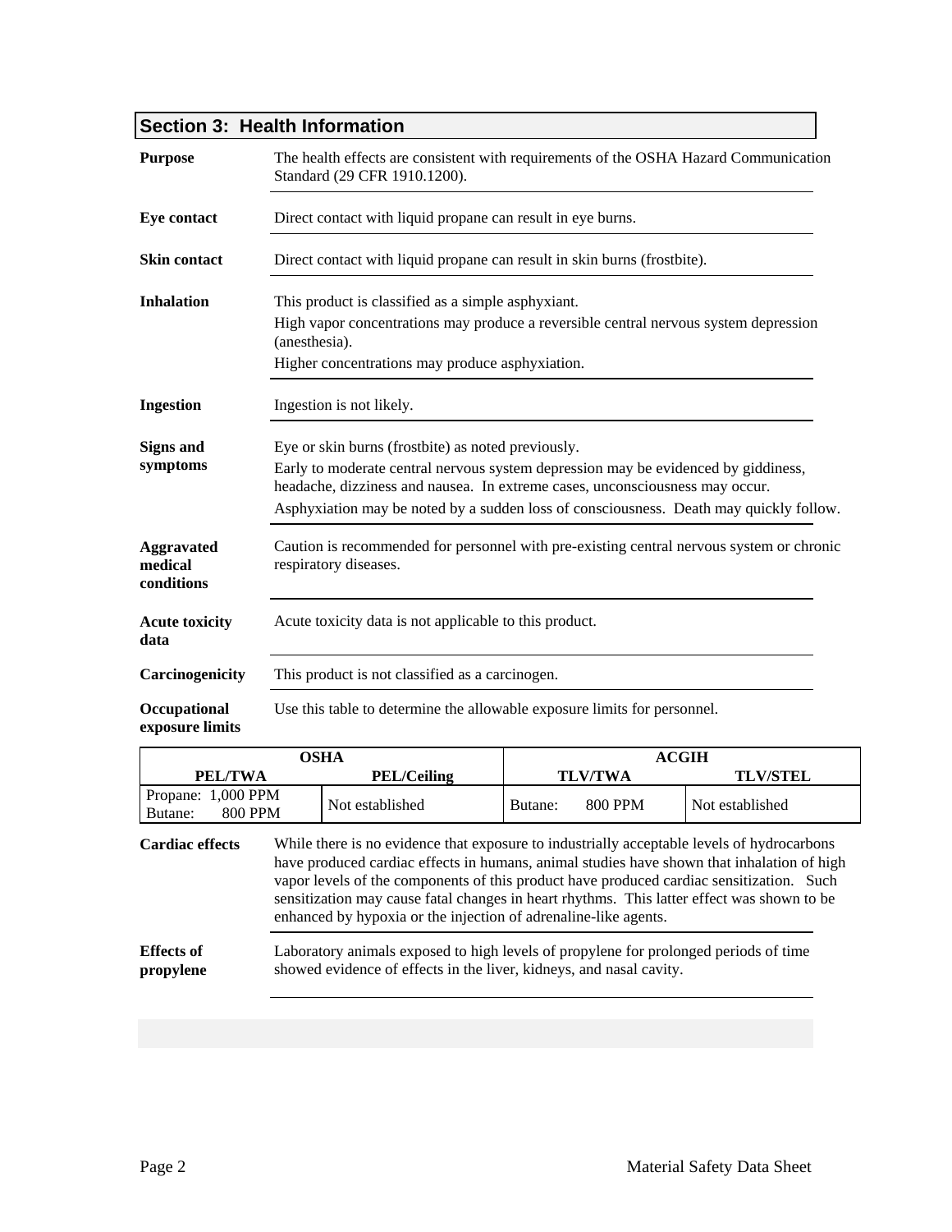## Section 3: Health Information

**Purpose**
The health effects are consistent with requirements of the OSHA Hazard Communication Standard (29 CFR 1910.1200).

**Eye contact**
Direct contact with liquid propane can result in eye burns.

**Skin contact**
Direct contact with liquid propane can result in skin burns (frostbite).

**Inhalation**
This product is classified as a simple asphyxiant.

High vapor concentrations may produce a reversible central nervous system depression (anesthesia).

Higher concentrations may produce asphyxiation.

**Ingestion**
Ingestion is not likely.

**Signs and symptoms**
Eye or skin burns (frostbite) as noted previously.

Early to moderate central nervous system depression may be evidenced by giddiness, headache, dizziness and nausea. In extreme cases, unconsciousness may occur.

Asphyxiation may be noted by a sudden loss of consciousness. Death may quickly follow.

**Aggravated medical conditions**
Caution is recommended for personnel with pre-existing central nervous system or chronic respiratory diseases.

**Acute toxicity data**
Acute toxicity data is not applicable to this product.

**Carcinogenicity**
This product is not classified as a carcinogen.

**Occupational exposure limits**
Use this table to determine the allowable exposure limits for personnel.

| OSHA | | ACGIH | |
|---|---|---|---|
| PEL/TWA | PEL/Ceiling | TLV/TWA | TLV/STEL |
| Propane: 1,000 PPM<br>Butane: 800 PPM | Not established | Butane: 800 PPM | Not established |

**Cardiac effects**
While there is no evidence that exposure to industrially acceptable levels of hydrocarbons have produced cardiac effects in humans, animal studies have shown that inhalation of high vapor levels of the components of this product have produced cardiac sensitization. Such sensitization may cause fatal changes in heart rhythms. This latter effect was shown to be enhanced by hypoxia or the injection of adrenaline-like agents.

**Effects of propylene**
Laboratory animals exposed to high levels of propylene for prolonged periods of time showed evidence of effects in the liver, kidneys, and nasal cavity.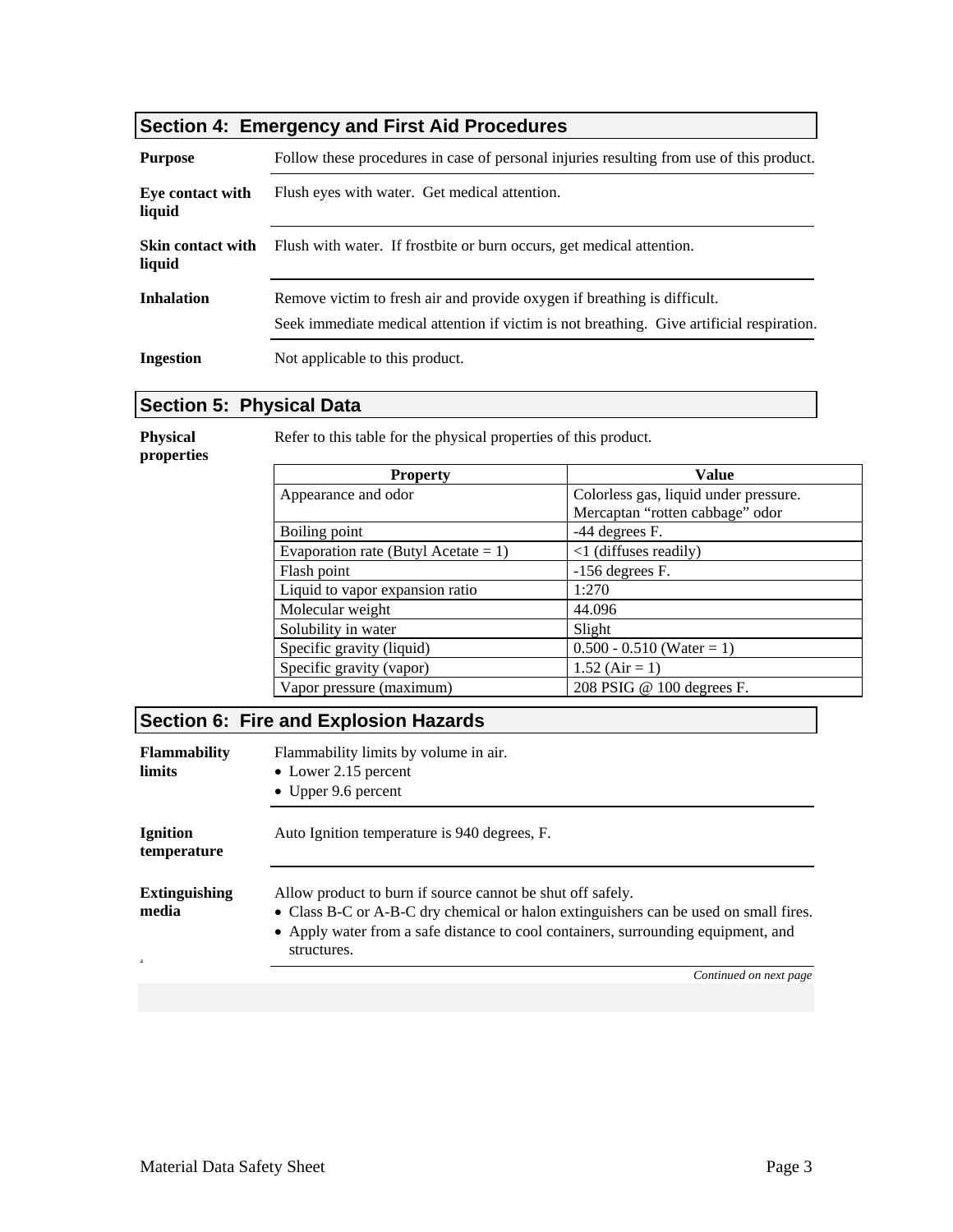## Section 4: Emergency and First Aid Procedures

**Purpose** Follow these procedures in case of personal injuries resulting from use of this product.

**Eye contact with liquid** Flush eyes with water. Get medical attention.

**Skin contact with liquid** Flush with water. If frostbite or burn occurs, get medical attention.

**Inhalation** Remove victim to fresh air and provide oxygen if breathing is difficult.

Seek immediate medical attention if victim is not breathing. Give artificial respiration.

**Ingestion** Not applicable to this product.

## Section 5: Physical Data

**Physical properties** Refer to this table for the physical properties of this product.

| Property | Value |
|---|---|
| Appearance and odor | Colorless gas, liquid under pressure. Mercaptan "rotten cabbage" odor |
| Boiling point | -44 degrees F. |
| Evaporation rate (Butyl Acetate = 1) | <1 (diffuses readily) |
| Flash point | -156 degrees F. |
| Liquid to vapor expansion ratio | 1:270 |
| Molecular weight | 44.096 |
| Solubility in water | Slight |
| Specific gravity (liquid) | 0.500 - 0.510 (Water = 1) |
| Specific gravity (vapor) | 1.52 (Air = 1) |
| Vapor pressure (maximum) | 208 PSIG @ 100 degrees F. |

## Section 6: Fire and Explosion Hazards

**Flammability limits** Flammability limits by volume in air.

- Lower 2.15 percent
- Upper 9.6 percent

**Ignition temperature** Auto Ignition temperature is 940 degrees, F.

**Extinguishing media** Allow product to burn if source cannot be shut off safely.

- Class B-C or A-B-C dry chemical or halon extinguishers can be used on small fires.
- Apply water from a safe distance to cool containers, surrounding equipment, and structures.

*Continued on next page*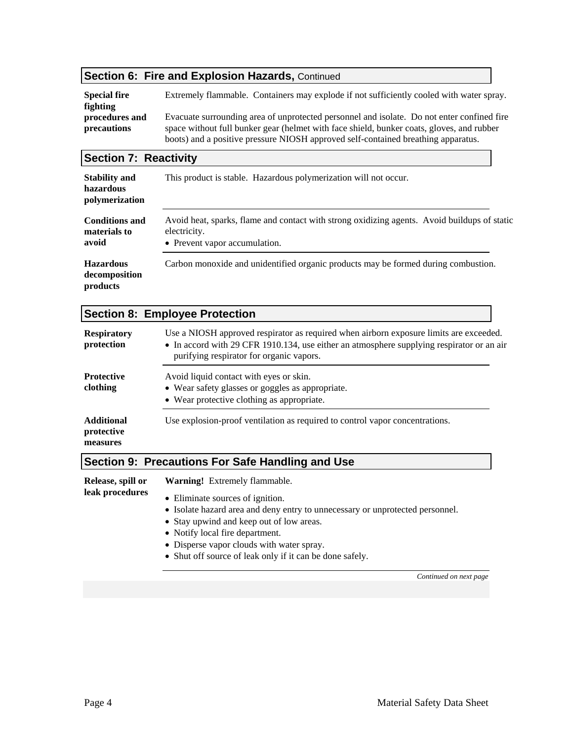## Section 6: Fire and Explosion Hazards, Continued

**Special fire fighting procedures and precautions**

Extremely flammable. Containers may explode if not sufficiently cooled with water spray.

Evacuate surrounding area of unprotected personnel and isolate. Do not enter confined fire space without full bunker gear (helmet with face shield, bunker coats, gloves, and rubber boots) and a positive pressure NIOSH approved self-contained breathing apparatus.

## Section 7: Reactivity

**Stability and hazardous polymerization**

This product is stable. Hazardous polymerization will not occur.

**Conditions and materials to avoid**

Avoid heat, sparks, flame and contact with strong oxidizing agents. Avoid buildups of static electricity.

- Prevent vapor accumulation.

**Hazardous decomposition products**

Carbon monoxide and unidentified organic products may be formed during combustion.

## Section 8: Employee Protection

**Respiratory protection**

Use a NIOSH approved respirator as required when airborn exposure limits are exceeded.

- In accord with 29 CFR 1910.134, use either an atmosphere supplying respirator or an air purifying respirator for organic vapors.

**Protective clothing**

Avoid liquid contact with eyes or skin.

- Wear safety glasses or goggles as appropriate.
- Wear protective clothing as appropriate.

**Additional protective measures**

Use explosion-proof ventilation as required to control vapor concentrations.

## Section 9: Precautions For Safe Handling and Use

**Release, spill or leak procedures**

**Warning!** Extremely flammable.

- Eliminate sources of ignition.
- Isolate hazard area and deny entry to unnecessary or unprotected personnel.
- Stay upwind and keep out of low areas.
- Notify local fire department.
- Disperse vapor clouds with water spray.
- Shut off source of leak only if it can be done safely.

*Continued on next page*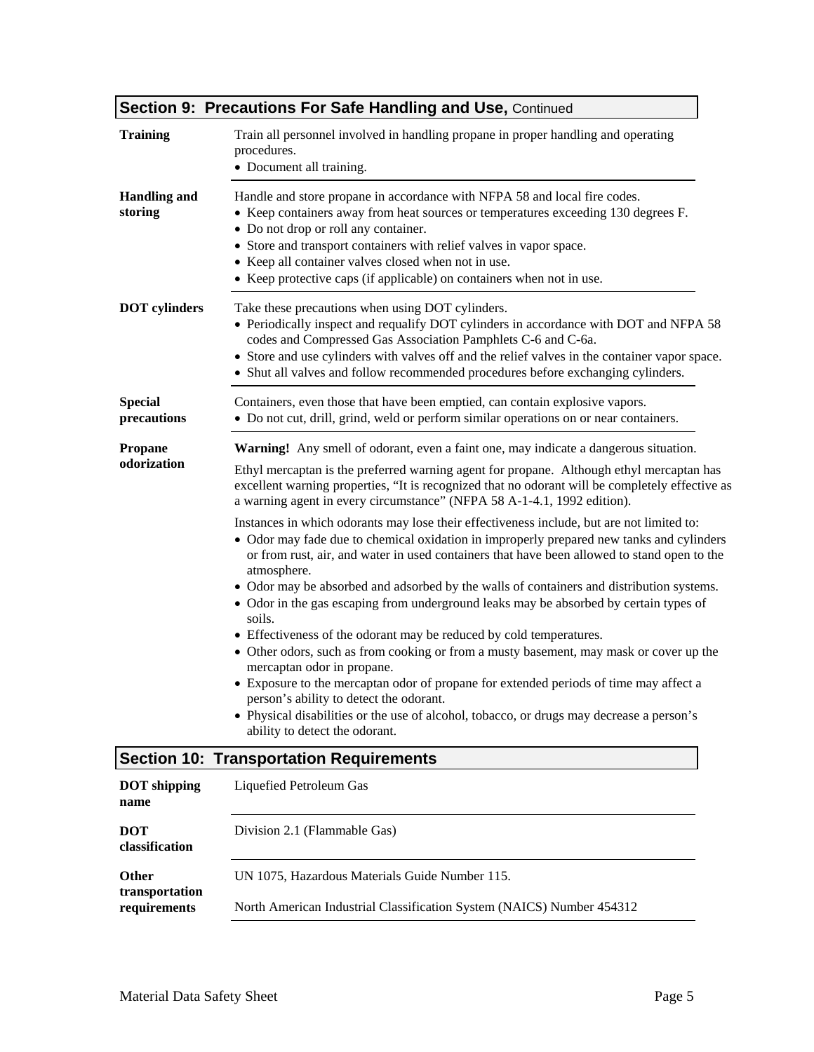## Section 9: Precautions For Safe Handling and Use, Continued

**Training**

Train all personnel involved in handling propane in proper handling and operating procedures.

- Document all training.

**Handling and storing**

Handle and store propane in accordance with NFPA 58 and local fire codes.

- Keep containers away from heat sources or temperatures exceeding 130 degrees F.
- Do not drop or roll any container.
- Store and transport containers with relief valves in vapor space.
- Keep all container valves closed when not in use.
- Keep protective caps (if applicable) on containers when not in use.

**DOT cylinders**

Take these precautions when using DOT cylinders.

- Periodically inspect and requalify DOT cylinders in accordance with DOT and NFPA 58 codes and Compressed Gas Association Pamphlets C-6 and C-6a.
- Store and use cylinders with valves off and the relief valves in the container vapor space.
- Shut all valves and follow recommended procedures before exchanging cylinders.

**Special precautions**

Containers, even those that have been emptied, can contain explosive vapors.

- Do not cut, drill, grind, weld or perform similar operations on or near containers.

**Propane odorization**

**Warning!** Any smell of odorant, even a faint one, may indicate a dangerous situation.

Ethyl mercaptan is the preferred warning agent for propane. Although ethyl mercaptan has excellent warning properties, "It is recognized that no odorant will be completely effective as a warning agent in every circumstance" (NFPA 58 A-1-4.1, 1992 edition).

Instances in which odorants may lose their effectiveness include, but are not limited to:

- Odor may fade due to chemical oxidation in improperly prepared new tanks and cylinders or from rust, air, and water in used containers that have been allowed to stand open to the atmosphere.
- Odor may be absorbed and adsorbed by the walls of containers and distribution systems.
- Odor in the gas escaping from underground leaks may be absorbed by certain types of soils.
- Effectiveness of the odorant may be reduced by cold temperatures.
- Other odors, such as from cooking or from a musty basement, may mask or cover up the mercaptan odor in propane.
- Exposure to the mercaptan odor of propane for extended periods of time may affect a person's ability to detect the odorant.
- Physical disabilities or the use of alcohol, tobacco, or drugs may decrease a person's ability to detect the odorant.

## Section 10: Transportation Requirements

**DOT shipping name**

Liquefied Petroleum Gas

**DOT classification**

Division 2.1 (Flammable Gas)

**Other transportation requirements**

UN 1075, Hazardous Materials Guide Number 115.

North American Industrial Classification System (NAICS) Number 454312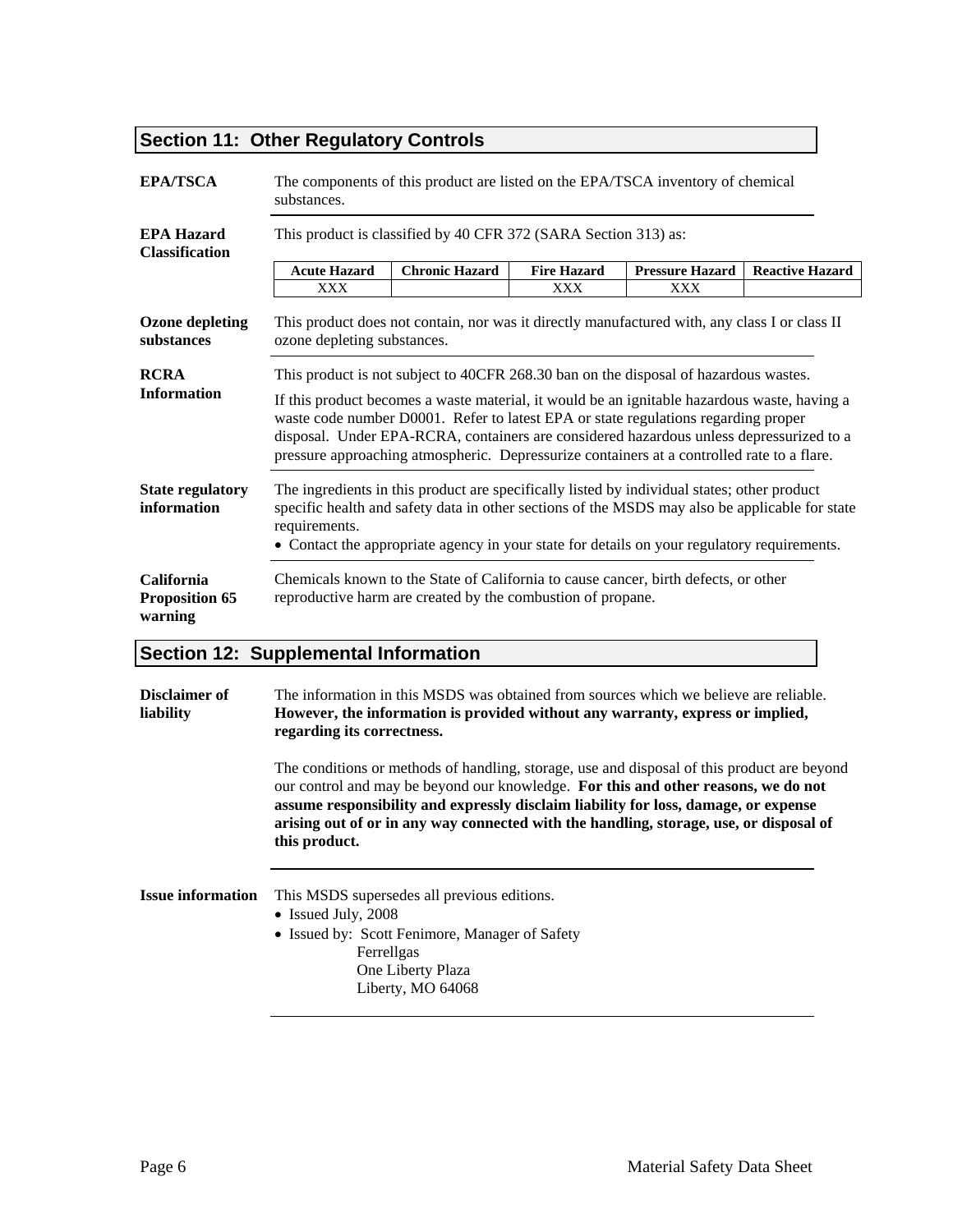## Section 11: Other Regulatory Controls

**EPA/TSCA**

The components of this product are listed on the EPA/TSCA inventory of chemical substances.

**EPA Hazard Classification**

This product is classified by 40 CFR 372 (SARA Section 313) as:

| Acute Hazard | Chronic Hazard | Fire Hazard | Pressure Hazard | Reactive Hazard |
|---|---|---|---|---|
| XXX | | XXX | XXX | |

**Ozone depleting substances**

This product does not contain, nor was it directly manufactured with, any class I or class II ozone depleting substances.

**RCRA Information**

This product is not subject to 40CFR 268.30 ban on the disposal of hazardous wastes.

If this product becomes a waste material, it would be an ignitable hazardous waste, having a waste code number D0001. Refer to latest EPA or state regulations regarding proper disposal. Under EPA-RCRA, containers are considered hazardous unless depressurized to a pressure approaching atmospheric. Depressurize containers at a controlled rate to a flare.

**State regulatory information**

The ingredients in this product are specifically listed by individual states; other product specific health and safety data in other sections of the MSDS may also be applicable for state requirements.

- Contact the appropriate agency in your state for details on your regulatory requirements.

**California Proposition 65 warning**

Chemicals known to the State of California to cause cancer, birth defects, or other reproductive harm are created by the combustion of propane.

## Section 12: Supplemental Information

**Disclaimer of liability**

The information in this MSDS was obtained from sources which we believe are reliable. **However, the information is provided without any warranty, express or implied, regarding its correctness.**

The conditions or methods of handling, storage, use and disposal of this product are beyond our control and may be beyond our knowledge. **For this and other reasons, we do not assume responsibility and expressly disclaim liability for loss, damage, or expense arising out of or in any way connected with the handling, storage, use, or disposal of this product.**

**Issue information**

This MSDS supersedes all previous editions.

- Issued July, 2008
- Issued by: Scott Fenimore, Manager of Safety
  Ferrellgas
  One Liberty Plaza
  Liberty, MO 64068